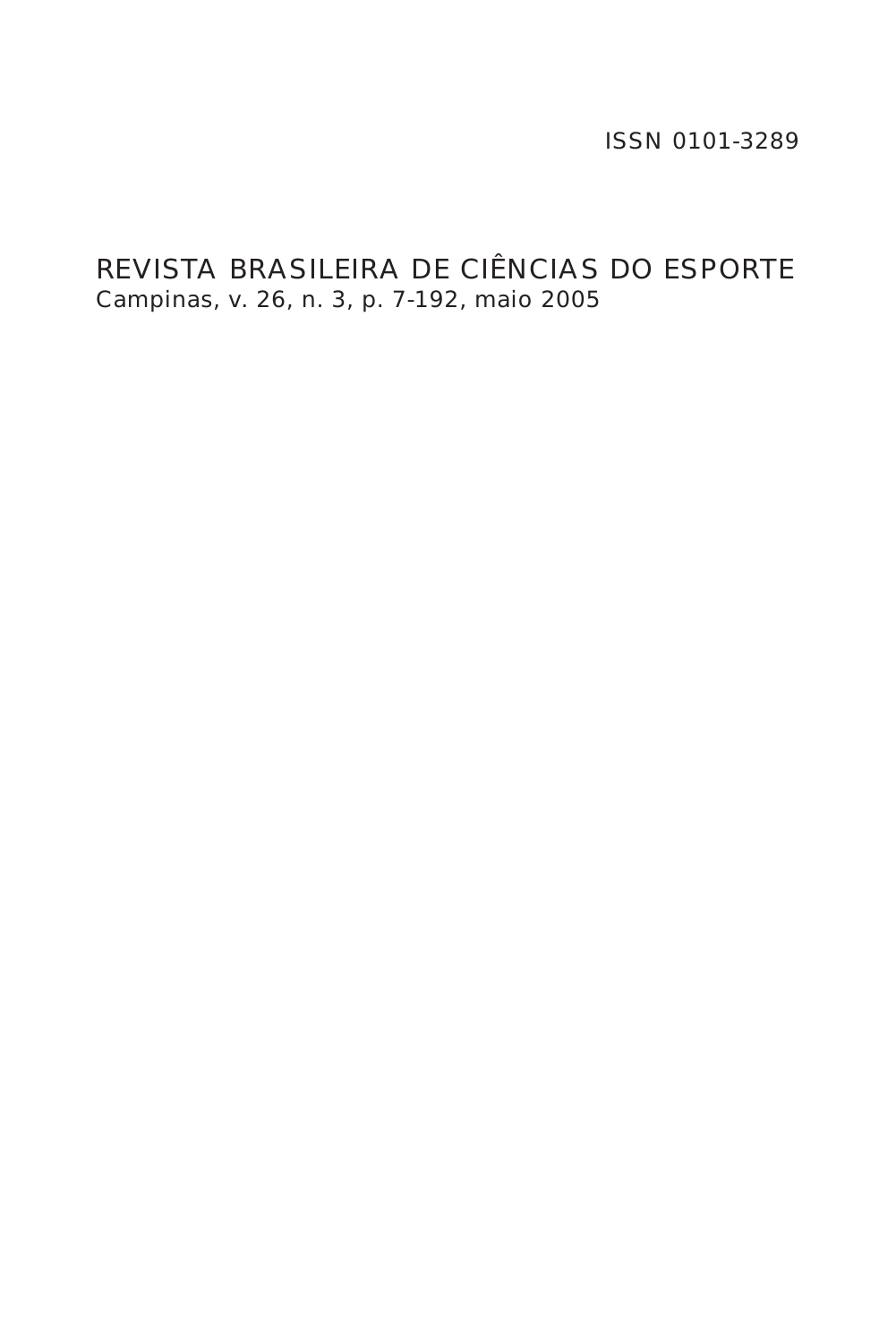ISSN 0101-3289

# REVISTA BRASILEIRA DE CIÊNCIAS DO ESPORTE

Campinas, v. 26, n. 3, p. 7-192, maio 2005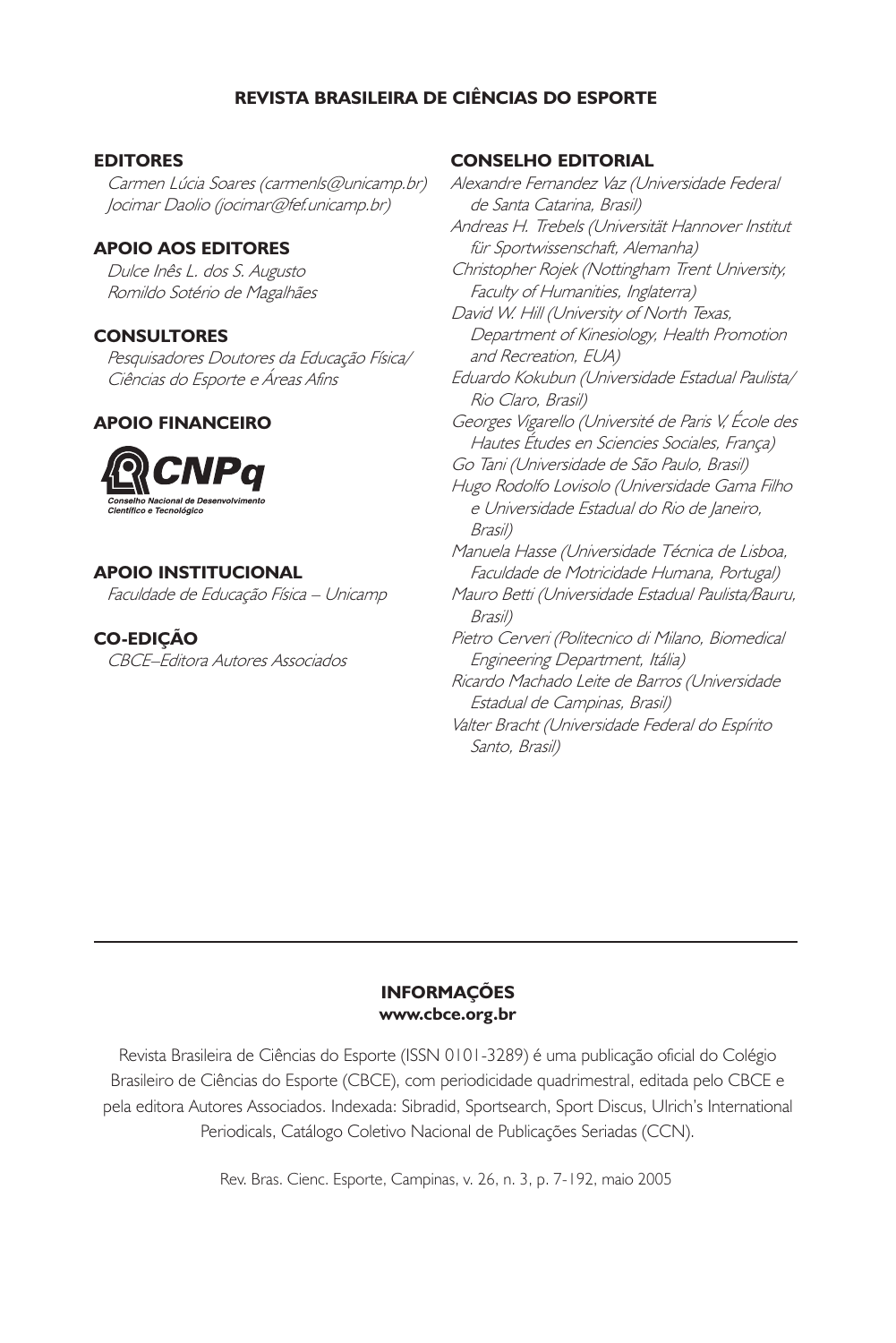## REVISTA BRASILEIRA DE CIÊNCIAS DO ESPORTE

### EDITORES

*Carmen Lúcia Soares (carmenls@unicamp.br)*
*Jocimar Daolio (jocimar@fef.unicamp.br)*

### APOIO AOS EDITORES

*Dulce Inês L. dos S. Augusto*
*Romildo Sotério de Magalhães*

### CONSULTORES

*Pesquisadores Doutores da Educação Física/ Ciências do Esporte e Áreas Afins*

### APOIO FINANCEIRO

CNPq – Conselho Nacional de Desenvolvimento Científico e Tecnológico

### APOIO INSTITUCIONAL

*Faculdade de Educação Física – Unicamp*

### CO-EDIÇÃO

*CBCE–Editora Autores Associados*

### CONSELHO EDITORIAL

*Alexandre Fernandez Vaz (Universidade Federal de Santa Catarina, Brasil)*
*Andreas H. Trebels (Universität Hannover Institut für Sportwissenschaft, Alemanha)*
*Christopher Rojek (Nottingham Trent University, Faculty of Humanities, Inglaterra)*
*David W. Hill (University of North Texas, Department of Kinesiology, Health Promotion and Recreation, EUA)*
*Eduardo Kokubun (Universidade Estadual Paulista/ Rio Claro, Brasil)*
*Georges Vigarello (Université de Paris V, École des Hautes Études en Sciencies Sociales, França)*
*Go Tani (Universidade de São Paulo, Brasil)*
*Hugo Rodolfo Lovisolo (Universidade Gama Filho e Universidade Estadual do Rio de Janeiro, Brasil)*
*Manuela Hasse (Universidade Técnica de Lisboa, Faculdade de Motricidade Humana, Portugal)*
*Mauro Betti (Universidade Estadual Paulista/Bauru, Brasil)*
*Pietro Cerveri (Politecnico di Milano, Biomedical Engineering Department, Itália)*
*Ricardo Machado Leite de Barros (Universidade Estadual de Campinas, Brasil)*
*Valter Bracht (Universidade Federal do Espírito Santo, Brasil)*

---

**INFORMAÇÕES**
**www.cbce.org.br**

Revista Brasileira de Ciências do Esporte (ISSN 0101-3289) é uma publicação oficial do Colégio Brasileiro de Ciências do Esporte (CBCE), com periodicidade quadrimestral, editada pelo CBCE e pela editora Autores Associados. Indexada: Sibradid, Sportsearch, Sport Discus, Ulrich's International Periodicals, Catálogo Coletivo Nacional de Publicações Seriadas (CCN).

Rev. Bras. Cienc. Esporte, Campinas, v. 26, n. 3, p. 7-192, maio 2005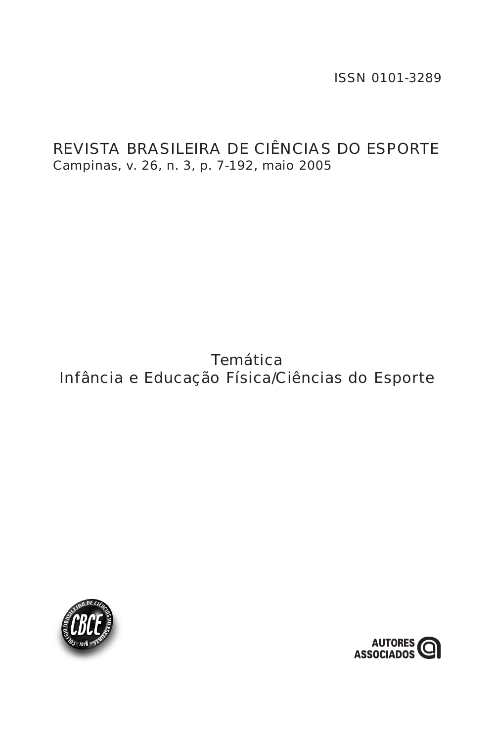ISSN 0101-3289

# REVISTA BRASILEIRA DE CIÊNCIAS DO ESPORTE

Campinas, v. 26, n. 3, p. 7-192, maio 2005

## Temática
## Infância e Educação Física/Ciências do Esporte

AUTORES ASSOCIADOS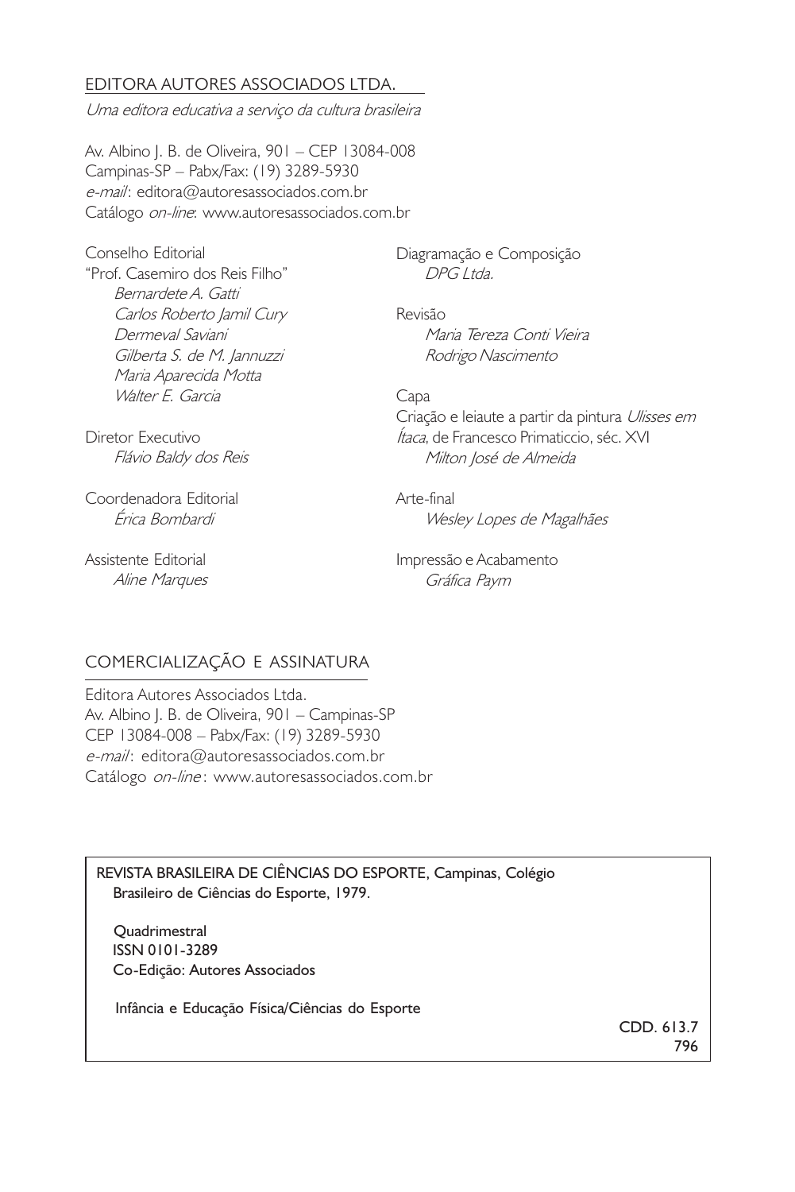EDITORA AUTORES ASSOCIADOS LTDA.

*Uma editora educativa a serviço da cultura brasileira*

Av. Albino J. B. de Oliveira, 901 – CEP 13084-008
Campinas-SP – Pabx/Fax: (19) 3289-5930
*e-mail*: editora@autoresassociados.com.br
Catálogo *on-line*: www.autoresassociados.com.br

Conselho Editorial
"Prof. Casemiro dos Reis Filho"
*Bernardete A. Gatti*
*Carlos Roberto Jamil Cury*
*Dermeval Saviani*
*Gilberta S. de M. Jannuzzi*
*Maria Aparecida Motta*
*Walter E. Garcia*

Diretor Executivo
*Flávio Baldy dos Reis*

Coordenadora Editorial
*Érica Bombardi*

Assistente Editorial
*Aline Marques*

Diagramação e Composição
*DPG Ltda.*

Revisão
*Maria Tereza Conti Vieira*
*Rodrigo Nascimento*

Capa
Criação e leiaute a partir da pintura *Ulisses em Ítaca*, de Francesco Primaticcio, séc. XVI
*Milton José de Almeida*

Arte-final
*Wesley Lopes de Magalhães*

Impressão e Acabamento
*Gráfica Paym*

COMERCIALIZAÇÃO E ASSINATURA

Editora Autores Associados Ltda.
Av. Albino J. B. de Oliveira, 901 – Campinas-SP
CEP 13084-008 – Pabx/Fax: (19) 3289-5930
*e-mail*: editora@autoresassociados.com.br
Catálogo *on-line*: www.autoresassociados.com.br

REVISTA BRASILEIRA DE CIÊNCIAS DO ESPORTE, Campinas, Colégio Brasileiro de Ciências do Esporte, 1979.

Quadrimestral
ISSN 0101-3289
Co-Edição: Autores Associados

Infância e Educação Física/Ciências do Esporte

CDD. 613.7
796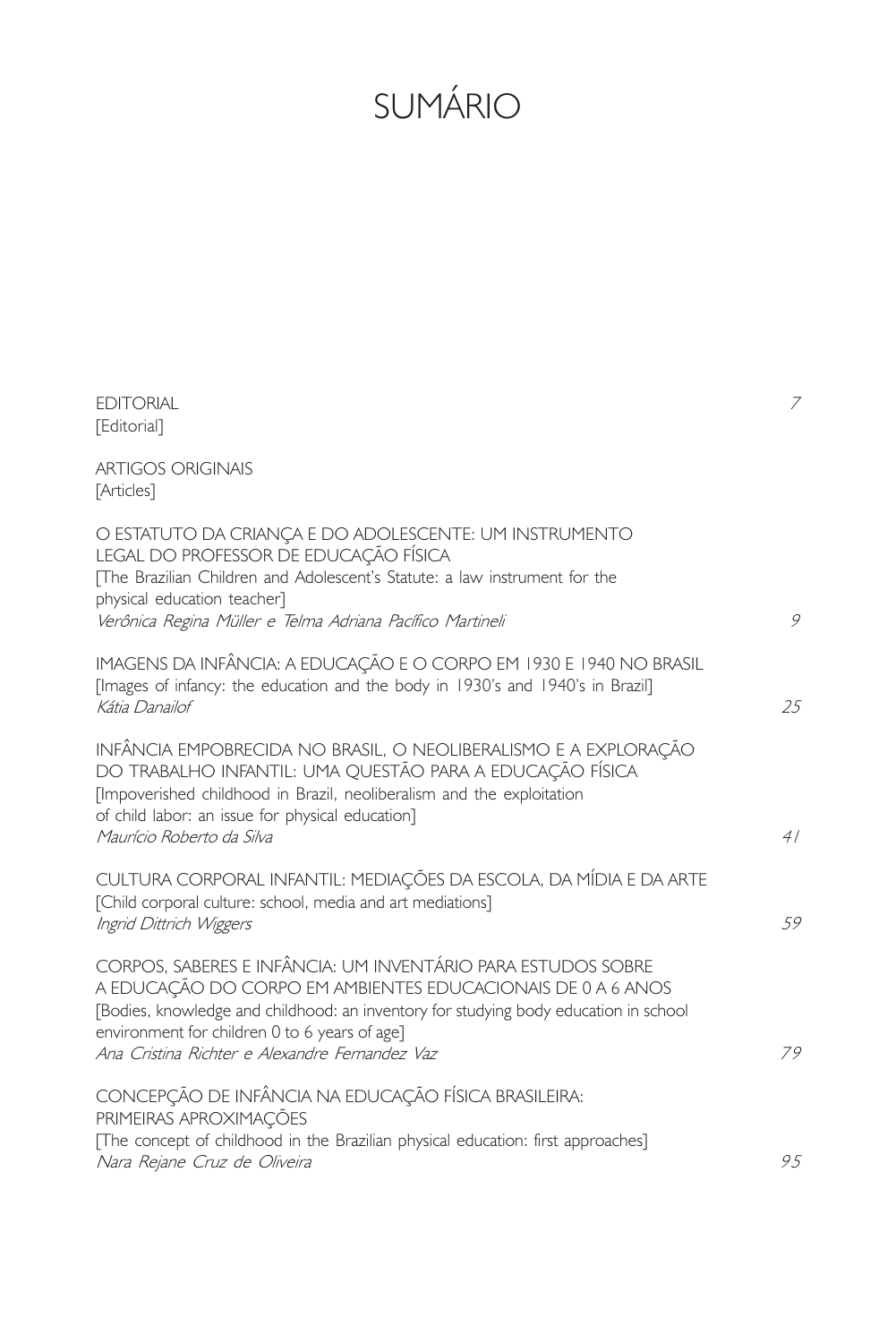# SUMÁRIO

EDITORIAL 7
[Editorial]

ARTIGOS ORIGINAIS
[Articles]

O ESTATUTO DA CRIANÇA E DO ADOLESCENTE: UM INSTRUMENTO LEGAL DO PROFESSOR DE EDUCAÇÃO FÍSICA
[The Brazilian Children and Adolescent's Statute: a law instrument for the physical education teacher]
*Verônica Regina Müller e Telma Adriana Pacífico Martineli* 9

IMAGENS DA INFÂNCIA: A EDUCAÇÃO E O CORPO EM 1930 E 1940 NO BRASIL
[Images of infancy: the education and the body in 1930's and 1940's in Brazil]
*Kátia Danailof* 25

INFÂNCIA EMPOBRECIDA NO BRASIL, O NEOLIBERALISMO E A EXPLORAÇÃO DO TRABALHO INFANTIL: UMA QUESTÃO PARA A EDUCAÇÃO FÍSICA
[Impoverished childhood in Brazil, neoliberalism and the exploitation of child labor: an issue for physical education]
*Maurício Roberto da Silva* 41

CULTURA CORPORAL INFANTIL: MEDIAÇÕES DA ESCOLA, DA MÍDIA E DA ARTE
[Child corporal culture: school, media and art mediations]
*Ingrid Dittrich Wiggers* 59

CORPOS, SABERES E INFÂNCIA: UM INVENTÁRIO PARA ESTUDOS SOBRE A EDUCAÇÃO DO CORPO EM AMBIENTES EDUCACIONAIS DE 0 A 6 ANOS
[Bodies, knowledge and childhood: an inventory for studying body education in school environment for children 0 to 6 years of age]
*Ana Cristina Richter e Alexandre Fernandez Vaz* 79

CONCEPÇÃO DE INFÂNCIA NA EDUCAÇÃO FÍSICA BRASILEIRA: PRIMEIRAS APROXIMAÇÕES
[The concept of childhood in the Brazilian physical education: first approaches]
*Nara Rejane Cruz de Oliveira* 95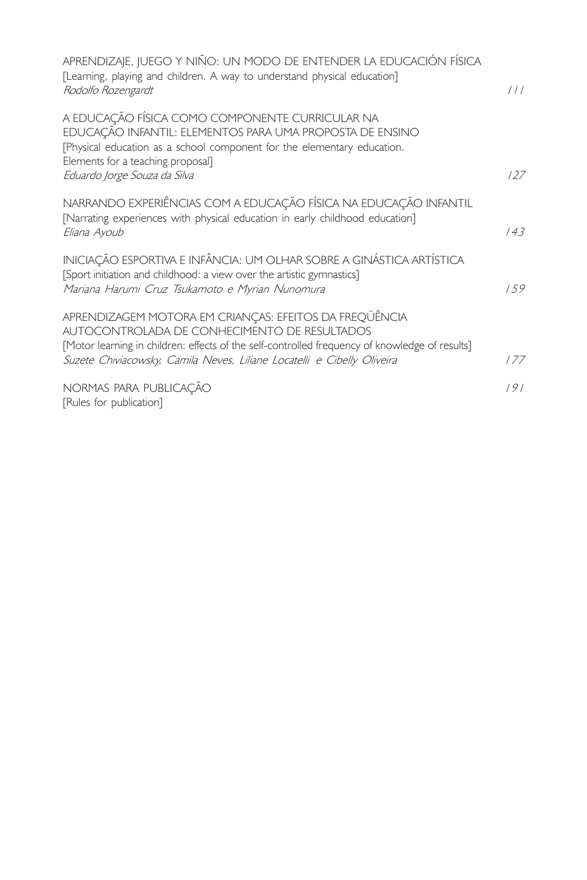APRENDIZAJE, JUEGO Y NIÑO: UN MODO DE ENTENDER LA EDUCACIÓN FÍSICA
[Learning, playing and children. A way to understand physical education]
*Rodolfo Rozengardt* /11

A EDUCAÇÃO FÍSICA COMO COMPONENTE CURRICULAR NA EDUCAÇÃO INFANTIL: ELEMENTOS PARA UMA PROPOSTA DE ENSINO
[Physical education as a school component for the elementary education. Elements for a teaching proposal]
*Eduardo Jorge Souza da Silva* /27

NARRANDO EXPERIÊNCIAS COM A EDUCAÇÃO FÍSICA NA EDUCAÇÃO INFANTIL
[Narrating experiences with physical education in early childhood education]
*Eliana Ayoub* /43

INICIAÇÃO ESPORTIVA E INFÂNCIA: UM OLHAR SOBRE A GINÁSTICA ARTÍSTICA
[Sport initiation and childhood: a view over the artistic gymnastics]
*Mariana Harumi Cruz Tsukamoto e Myrian Nunomura* /59

APRENDIZAGEM MOTORA EM CRIANÇAS: EFEITOS DA FREQÜÊNCIA AUTOCONTROLADA DE CONHECIMENTO DE RESULTADOS
[Motor learning in children: effects of the self-controlled frequency of knowledge of results]
*Suzete Chiviacowsky, Camila Neves, Liliane Locatelli e Cibelly Oliveira* /77

NORMAS PARA PUBLICAÇÃO /91
[Rules for publication]